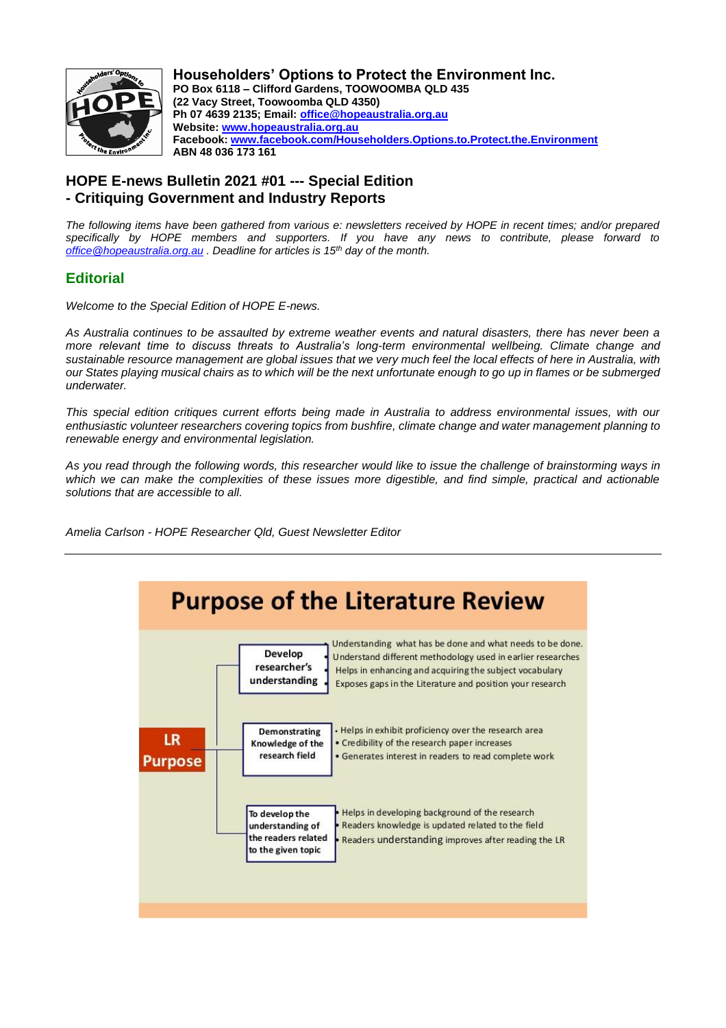**Householders' Options to Protect the Environment Inc.**
**PO Box 6118 – Clifford Gardens, TOOWOOMBA QLD 435**
**(22 Vacy Street, Toowoomba QLD 4350)**
**Ph 07 4639 2135; Email: office@hopeaustralia.org.au**
**Website: www.hopeaustralia.org.au**
**Facebook: www.facebook.com/Householders.Options.to.Protect.the.Environment**
**ABN 48 036 173 161**

# HOPE E-news Bulletin 2021 #01 --- Special Edition - Critiquing Government and Industry Reports

*The following items have been gathered from various e: newsletters received by HOPE in recent times; and/or prepared specifically by HOPE members and supporters. If you have any news to contribute, please forward to office@hopeaustralia.org.au . Deadline for articles is 15th day of the month.*

## Editorial

*Welcome to the Special Edition of HOPE E-news.*

*As Australia continues to be assaulted by extreme weather events and natural disasters, there has never been a more relevant time to discuss threats to Australia's long-term environmental wellbeing. Climate change and sustainable resource management are global issues that we very much feel the local effects of here in Australia, with our States playing musical chairs as to which will be the next unfortunate enough to go up in flames or be submerged underwater.*

*This special edition critiques current efforts being made in Australia to address environmental issues, with our enthusiastic volunteer researchers covering topics from bushfire, climate change and water management planning to renewable energy and environmental legislation.*

*As you read through the following words, this researcher would like to issue the challenge of brainstorming ways in which we can make the complexities of these issues more digestible, and find simple, practical and actionable solutions that are accessible to all.*

*Amelia Carlson - HOPE Researcher Qld, Guest Newsletter Editor*

---

## Purpose of the Literature Review

**LR Purpose**

- **Develop researcher's understanding**
  - Understanding what has be done and what needs to be done.
  - Understand different methodology used in earlier researches
  - Helps in enhancing and acquiring the subject vocabulary
  - Exposes gaps in the Literature and position your research
- **Demonstrating Knowledge of the research field**
  - Helps in exhibit proficiency over the research area
  - Credibility of the research paper increases
  - Generates interest in readers to read complete work
- **To develop the understanding of the readers related to the given topic**
  - Helps in developing background of the research
  - Readers knowledge is updated related to the field
  - Readers understanding improves after reading the LR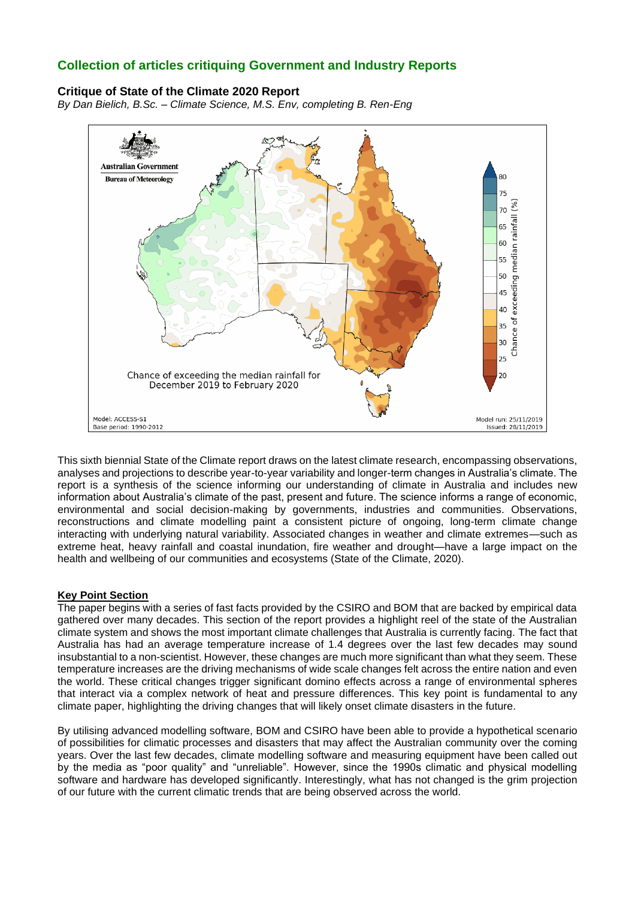## Collection of articles critiquing Government and Industry Reports

### Critique of State of the Climate 2020 Report

*By Dan Bielich, B.Sc. – Climate Science, M.S. Env, completing B. Ren-Eng*

This sixth biennial State of the Climate report draws on the latest climate research, encompassing observations, analyses and projections to describe year-to-year variability and longer-term changes in Australia's climate. The report is a synthesis of the science informing our understanding of climate in Australia and includes new information about Australia's climate of the past, present and future. The science informs a range of economic, environmental and social decision-making by governments, industries and communities. Observations, reconstructions and climate modelling paint a consistent picture of ongoing, long-term climate change interacting with underlying natural variability. Associated changes in weather and climate extremes—such as extreme heat, heavy rainfall and coastal inundation, fire weather and drought—have a large impact on the health and wellbeing of our communities and ecosystems (State of the Climate, 2020).

**<u>Key Point Section</u>**

The paper begins with a series of fast facts provided by the CSIRO and BOM that are backed by empirical data gathered over many decades. This section of the report provides a highlight reel of the state of the Australian climate system and shows the most important climate challenges that Australia is currently facing. The fact that Australia has had an average temperature increase of 1.4 degrees over the last few decades may sound insubstantial to a non-scientist. However, these changes are much more significant than what they seem. These temperature increases are the driving mechanisms of wide scale changes felt across the entire nation and even the world. These critical changes trigger significant domino effects across a range of environmental spheres that interact via a complex network of heat and pressure differences. This key point is fundamental to any climate paper, highlighting the driving changes that will likely onset climate disasters in the future.

By utilising advanced modelling software, BOM and CSIRO have been able to provide a hypothetical scenario of possibilities for climatic processes and disasters that may affect the Australian community over the coming years. Over the last few decades, climate modelling software and measuring equipment have been called out by the media as "poor quality" and "unreliable". However, since the 1990s climatic and physical modelling software and hardware has developed significantly. Interestingly, what has not changed is the grim projection of our future with the current climatic trends that are being observed across the world.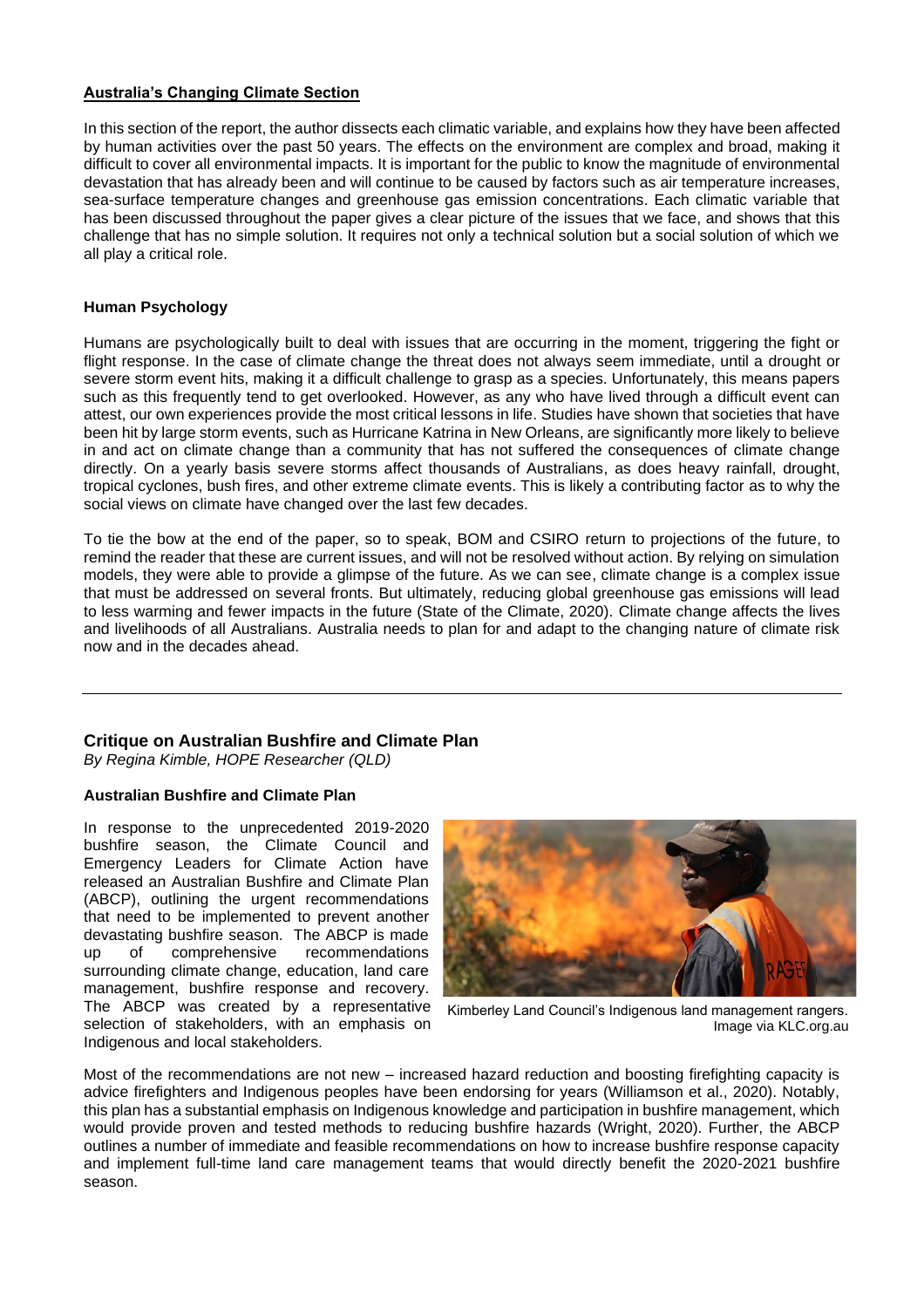**Australia's Changing Climate Section**

In this section of the report, the author dissects each climatic variable, and explains how they have been affected by human activities over the past 50 years. The effects on the environment are complex and broad, making it difficult to cover all environmental impacts. It is important for the public to know the magnitude of environmental devastation that has already been and will continue to be caused by factors such as air temperature increases, sea-surface temperature changes and greenhouse gas emission concentrations. Each climatic variable that has been discussed throughout the paper gives a clear picture of the issues that we face, and shows that this challenge that has no simple solution. It requires not only a technical solution but a social solution of which we all play a critical role.

**Human Psychology**

Humans are psychologically built to deal with issues that are occurring in the moment, triggering the fight or flight response. In the case of climate change the threat does not always seem immediate, until a drought or severe storm event hits, making it a difficult challenge to grasp as a species. Unfortunately, this means papers such as this frequently tend to get overlooked. However, as any who have lived through a difficult event can attest, our own experiences provide the most critical lessons in life. Studies have shown that societies that have been hit by large storm events, such as Hurricane Katrina in New Orleans, are significantly more likely to believe in and act on climate change than a community that has not suffered the consequences of climate change directly. On a yearly basis severe storms affect thousands of Australians, as does heavy rainfall, drought, tropical cyclones, bush fires, and other extreme climate events. This is likely a contributing factor as to why the social views on climate have changed over the last few decades.

To tie the bow at the end of the paper, so to speak, BOM and CSIRO return to projections of the future, to remind the reader that these are current issues, and will not be resolved without action. By relying on simulation models, they were able to provide a glimpse of the future. As we can see, climate change is a complex issue that must be addressed on several fronts. But ultimately, reducing global greenhouse gas emissions will lead to less warming and fewer impacts in the future (State of the Climate, 2020). Climate change affects the lives and livelihoods of all Australians. Australia needs to plan for and adapt to the changing nature of climate risk now and in the decades ahead.

---

## Critique on Australian Bushfire and Climate Plan

*By Regina Kimble, HOPE Researcher (QLD)*

**Australian Bushfire and Climate Plan**

In response to the unprecedented 2019-2020 bushfire season, the Climate Council and Emergency Leaders for Climate Action have released an Australian Bushfire and Climate Plan (ABCP), outlining the urgent recommendations that need to be implemented to prevent another devastating bushfire season. The ABCP is made up of comprehensive recommendations surrounding climate change, education, land care management, bushfire response and recovery. The ABCP was created by a representative selection of stakeholders, with an emphasis on Indigenous and local stakeholders.

Kimberley Land Council's Indigenous land management rangers. Image via KLC.org.au

Most of the recommendations are not new – increased hazard reduction and boosting firefighting capacity is advice firefighters and Indigenous peoples have been endorsing for years (Williamson et al., 2020). Notably, this plan has a substantial emphasis on Indigenous knowledge and participation in bushfire management, which would provide proven and tested methods to reducing bushfire hazards (Wright, 2020). Further, the ABCP outlines a number of immediate and feasible recommendations on how to increase bushfire response capacity and implement full-time land care management teams that would directly benefit the 2020-2021 bushfire season.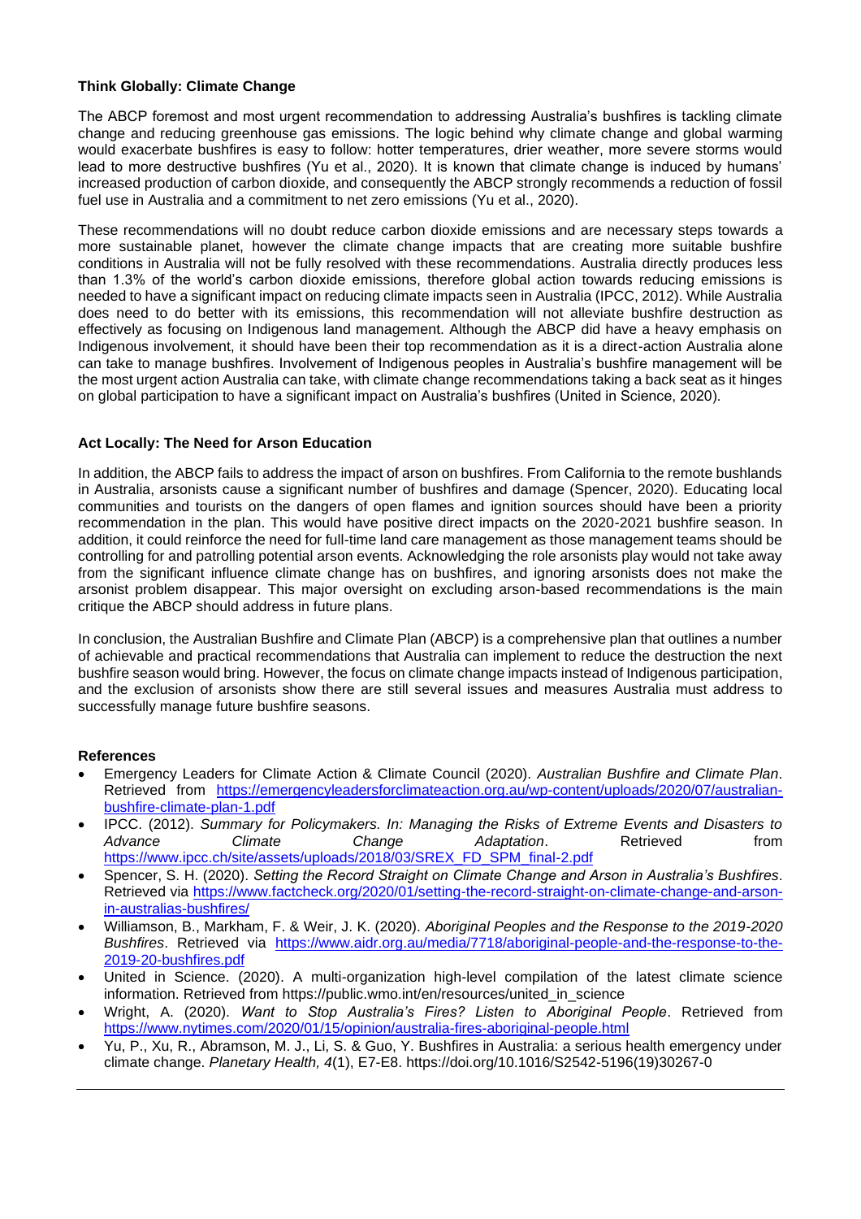### Think Globally: Climate Change

The ABCP foremost and most urgent recommendation to addressing Australia's bushfires is tackling climate change and reducing greenhouse gas emissions. The logic behind why climate change and global warming would exacerbate bushfires is easy to follow: hotter temperatures, drier weather, more severe storms would lead to more destructive bushfires (Yu et al., 2020). It is known that climate change is induced by humans' increased production of carbon dioxide, and consequently the ABCP strongly recommends a reduction of fossil fuel use in Australia and a commitment to net zero emissions (Yu et al., 2020).

These recommendations will no doubt reduce carbon dioxide emissions and are necessary steps towards a more sustainable planet, however the climate change impacts that are creating more suitable bushfire conditions in Australia will not be fully resolved with these recommendations. Australia directly produces less than 1.3% of the world's carbon dioxide emissions, therefore global action towards reducing emissions is needed to have a significant impact on reducing climate impacts seen in Australia (IPCC, 2012). While Australia does need to do better with its emissions, this recommendation will not alleviate bushfire destruction as effectively as focusing on Indigenous land management. Although the ABCP did have a heavy emphasis on Indigenous involvement, it should have been their top recommendation as it is a direct-action Australia alone can take to manage bushfires. Involvement of Indigenous peoples in Australia's bushfire management will be the most urgent action Australia can take, with climate change recommendations taking a back seat as it hinges on global participation to have a significant impact on Australia's bushfires (United in Science, 2020).

### Act Locally: The Need for Arson Education

In addition, the ABCP fails to address the impact of arson on bushfires. From California to the remote bushlands in Australia, arsonists cause a significant number of bushfires and damage (Spencer, 2020). Educating local communities and tourists on the dangers of open flames and ignition sources should have been a priority recommendation in the plan. This would have positive direct impacts on the 2020-2021 bushfire season. In addition, it could reinforce the need for full-time land care management as those management teams should be controlling for and patrolling potential arson events. Acknowledging the role arsonists play would not take away from the significant influence climate change has on bushfires, and ignoring arsonists does not make the arsonist problem disappear. This major oversight on excluding arson-based recommendations is the main critique the ABCP should address in future plans.

In conclusion, the Australian Bushfire and Climate Plan (ABCP) is a comprehensive plan that outlines a number of achievable and practical recommendations that Australia can implement to reduce the destruction the next bushfire season would bring. However, the focus on climate change impacts instead of Indigenous participation, and the exclusion of arsonists show there are still several issues and measures Australia must address to successfully manage future bushfire seasons.

### References

- Emergency Leaders for Climate Action & Climate Council (2020). *Australian Bushfire and Climate Plan*. Retrieved from https://emergencyleadersforclimateaction.org.au/wp-content/uploads/2020/07/australian-bushfire-climate-plan-1.pdf
- IPCC. (2012). *Summary for Policymakers. In: Managing the Risks of Extreme Events and Disasters to Advance Climate Change Adaptation*. Retrieved from https://www.ipcc.ch/site/assets/uploads/2018/03/SREX_FD_SPM_final-2.pdf
- Spencer, S. H. (2020). *Setting the Record Straight on Climate Change and Arson in Australia's Bushfires*. Retrieved via https://www.factcheck.org/2020/01/setting-the-record-straight-on-climate-change-and-arson-in-australias-bushfires/
- Williamson, B., Markham, F. & Weir, J. K. (2020). *Aboriginal Peoples and the Response to the 2019-2020 Bushfires*. Retrieved via https://www.aidr.org.au/media/7718/aboriginal-people-and-the-response-to-the-2019-20-bushfires.pdf
- United in Science. (2020). A multi-organization high-level compilation of the latest climate science information. Retrieved from https://public.wmo.int/en/resources/united_in_science
- Wright, A. (2020). *Want to Stop Australia's Fires? Listen to Aboriginal People*. Retrieved from https://www.nytimes.com/2020/01/15/opinion/australia-fires-aboriginal-people.html
- Yu, P., Xu, R., Abramson, M. J., Li, S. & Guo, Y. Bushfires in Australia: a serious health emergency under climate change. *Planetary Health, 4*(1), E7-E8. https://doi.org/10.1016/S2542-5196(19)30267-0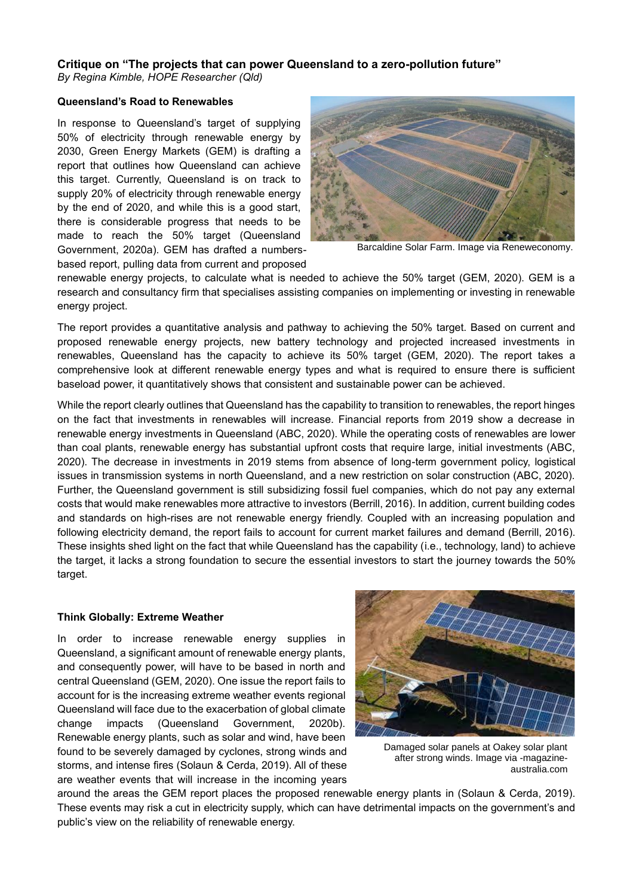**Critique on "The projects that can power Queensland to a zero-pollution future"**
*By Regina Kimble, HOPE Researcher (Qld)*

**Queensland's Road to Renewables**

In response to Queensland's target of supplying 50% of electricity through renewable energy by 2030, Green Energy Markets (GEM) is drafting a report that outlines how Queensland can achieve this target. Currently, Queensland is on track to supply 20% of electricity through renewable energy by the end of 2020, and while this is a good start, there is considerable progress that needs to be made to reach the 50% target (Queensland Government, 2020a). GEM has drafted a numbers-based report, pulling data from current and proposed renewable energy projects, to calculate what is needed to achieve the 50% target (GEM, 2020). GEM is a research and consultancy firm that specialises assisting companies on implementing or investing in renewable energy project.

Barcaldine Solar Farm. Image via Reneweconomy.

The report provides a quantitative analysis and pathway to achieving the 50% target. Based on current and proposed renewable energy projects, new battery technology and projected increased investments in renewables, Queensland has the capacity to achieve its 50% target (GEM, 2020). The report takes a comprehensive look at different renewable energy types and what is required to ensure there is sufficient baseload power, it quantitatively shows that consistent and sustainable power can be achieved.

While the report clearly outlines that Queensland has the capability to transition to renewables, the report hinges on the fact that investments in renewables will increase. Financial reports from 2019 show a decrease in renewable energy investments in Queensland (ABC, 2020). While the operating costs of renewables are lower than coal plants, renewable energy has substantial upfront costs that require large, initial investments (ABC, 2020). The decrease in investments in 2019 stems from absence of long-term government policy, logistical issues in transmission systems in north Queensland, and a new restriction on solar construction (ABC, 2020). Further, the Queensland government is still subsidizing fossil fuel companies, which do not pay any external costs that would make renewables more attractive to investors (Berrill, 2016). In addition, current building codes and standards on high-rises are not renewable energy friendly. Coupled with an increasing population and following electricity demand, the report fails to account for current market failures and demand (Berrill, 2016). These insights shed light on the fact that while Queensland has the capability (i.e., technology, land) to achieve the target, it lacks a strong foundation to secure the essential investors to start the journey towards the 50% target.

**Think Globally: Extreme Weather**

In order to increase renewable energy supplies in Queensland, a significant amount of renewable energy plants, and consequently power, will have to be based in north and central Queensland (GEM, 2020). One issue the report fails to account for is the increasing extreme weather events regional Queensland will face due to the exacerbation of global climate change impacts (Queensland Government, 2020b). Renewable energy plants, such as solar and wind, have been found to be severely damaged by cyclones, strong winds and storms, and intense fires (Solaun & Cerda, 2019). All of these are weather events that will increase in the incoming years around the areas the GEM report places the proposed renewable energy plants in (Solaun & Cerda, 2019). These events may risk a cut in electricity supply, which can have detrimental impacts on the government's and public's view on the reliability of renewable energy.

Damaged solar panels at Oakey solar plant after strong winds. Image via -magazine-australia.com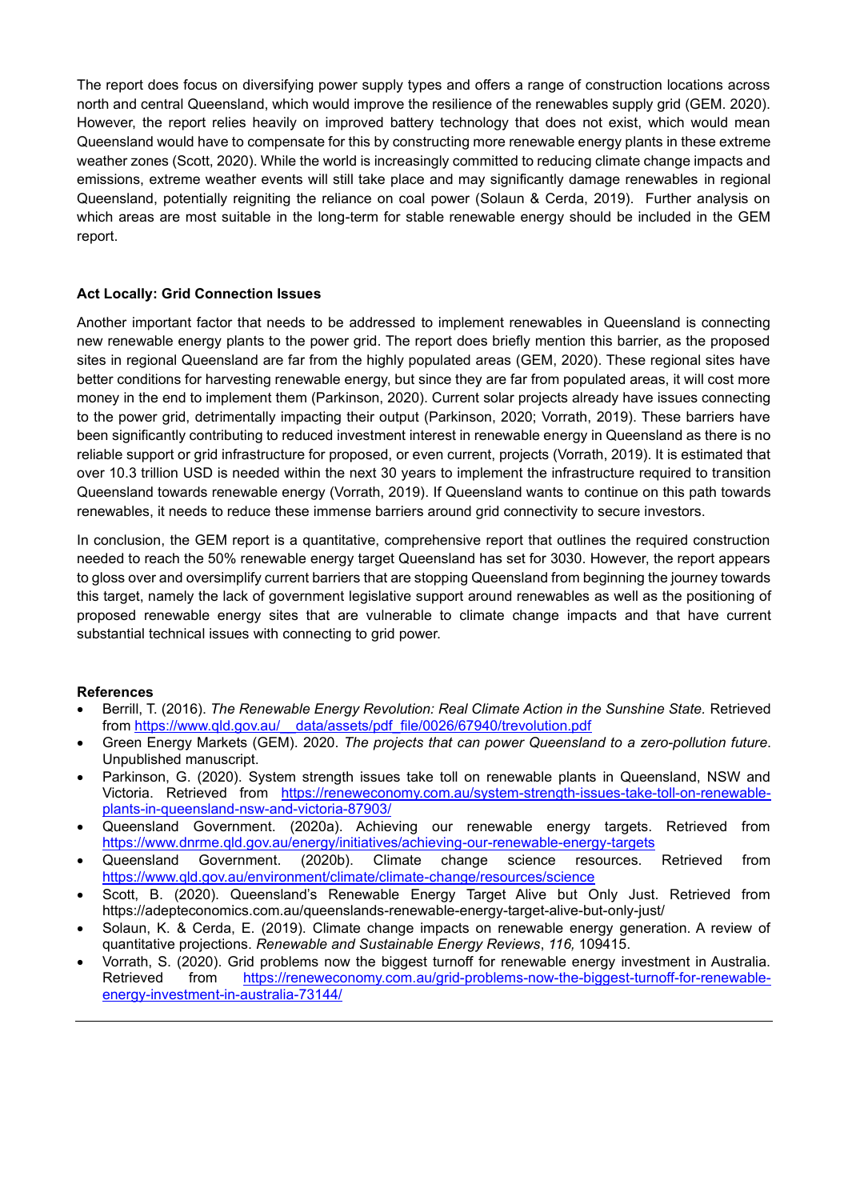The report does focus on diversifying power supply types and offers a range of construction locations across north and central Queensland, which would improve the resilience of the renewables supply grid (GEM. 2020). However, the report relies heavily on improved battery technology that does not exist, which would mean Queensland would have to compensate for this by constructing more renewable energy plants in these extreme weather zones (Scott, 2020). While the world is increasingly committed to reducing climate change impacts and emissions, extreme weather events will still take place and may significantly damage renewables in regional Queensland, potentially reigniting the reliance on coal power (Solaun & Cerda, 2019). Further analysis on which areas are most suitable in the long-term for stable renewable energy should be included in the GEM report.

**Act Locally: Grid Connection Issues**

Another important factor that needs to be addressed to implement renewables in Queensland is connecting new renewable energy plants to the power grid. The report does briefly mention this barrier, as the proposed sites in regional Queensland are far from the highly populated areas (GEM, 2020). These regional sites have better conditions for harvesting renewable energy, but since they are far from populated areas, it will cost more money in the end to implement them (Parkinson, 2020). Current solar projects already have issues connecting to the power grid, detrimentally impacting their output (Parkinson, 2020; Vorrath, 2019). These barriers have been significantly contributing to reduced investment interest in renewable energy in Queensland as there is no reliable support or grid infrastructure for proposed, or even current, projects (Vorrath, 2019). It is estimated that over 10.3 trillion USD is needed within the next 30 years to implement the infrastructure required to transition Queensland towards renewable energy (Vorrath, 2019). If Queensland wants to continue on this path towards renewables, it needs to reduce these immense barriers around grid connectivity to secure investors.

In conclusion, the GEM report is a quantitative, comprehensive report that outlines the required construction needed to reach the 50% renewable energy target Queensland has set for 3030. However, the report appears to gloss over and oversimplify current barriers that are stopping Queensland from beginning the journey towards this target, namely the lack of government legislative support around renewables as well as the positioning of proposed renewable energy sites that are vulnerable to climate change impacts and that have current substantial technical issues with connecting to grid power.

**References**

- Berrill, T. (2016). *The Renewable Energy Revolution: Real Climate Action in the Sunshine State.* Retrieved from https://www.qld.gov.au/__data/assets/pdf_file/0026/67940/trevolution.pdf
- Green Energy Markets (GEM). 2020. *The projects that can power Queensland to a zero-pollution future*. Unpublished manuscript.
- Parkinson, G. (2020). System strength issues take toll on renewable plants in Queensland, NSW and Victoria. Retrieved from https://reneweconomy.com.au/system-strength-issues-take-toll-on-renewable-plants-in-queensland-nsw-and-victoria-87903/
- Queensland Government. (2020a). Achieving our renewable energy targets. Retrieved from https://www.dnrme.qld.gov.au/energy/initiatives/achieving-our-renewable-energy-targets
- Queensland Government. (2020b). Climate change science resources. Retrieved from https://www.qld.gov.au/environment/climate/climate-change/resources/science
- Scott, B. (2020). Queensland's Renewable Energy Target Alive but Only Just. Retrieved from https://adepteconomics.com.au/queenslands-renewable-energy-target-alive-but-only-just/
- Solaun, K. & Cerda, E. (2019). Climate change impacts on renewable energy generation. A review of quantitative projections. *Renewable and Sustainable Energy Reviews*, *116,* 109415.
- Vorrath, S. (2020). Grid problems now the biggest turnoff for renewable energy investment in Australia. Retrieved from https://reneweconomy.com.au/grid-problems-now-the-biggest-turnoff-for-renewable-energy-investment-in-australia-73144/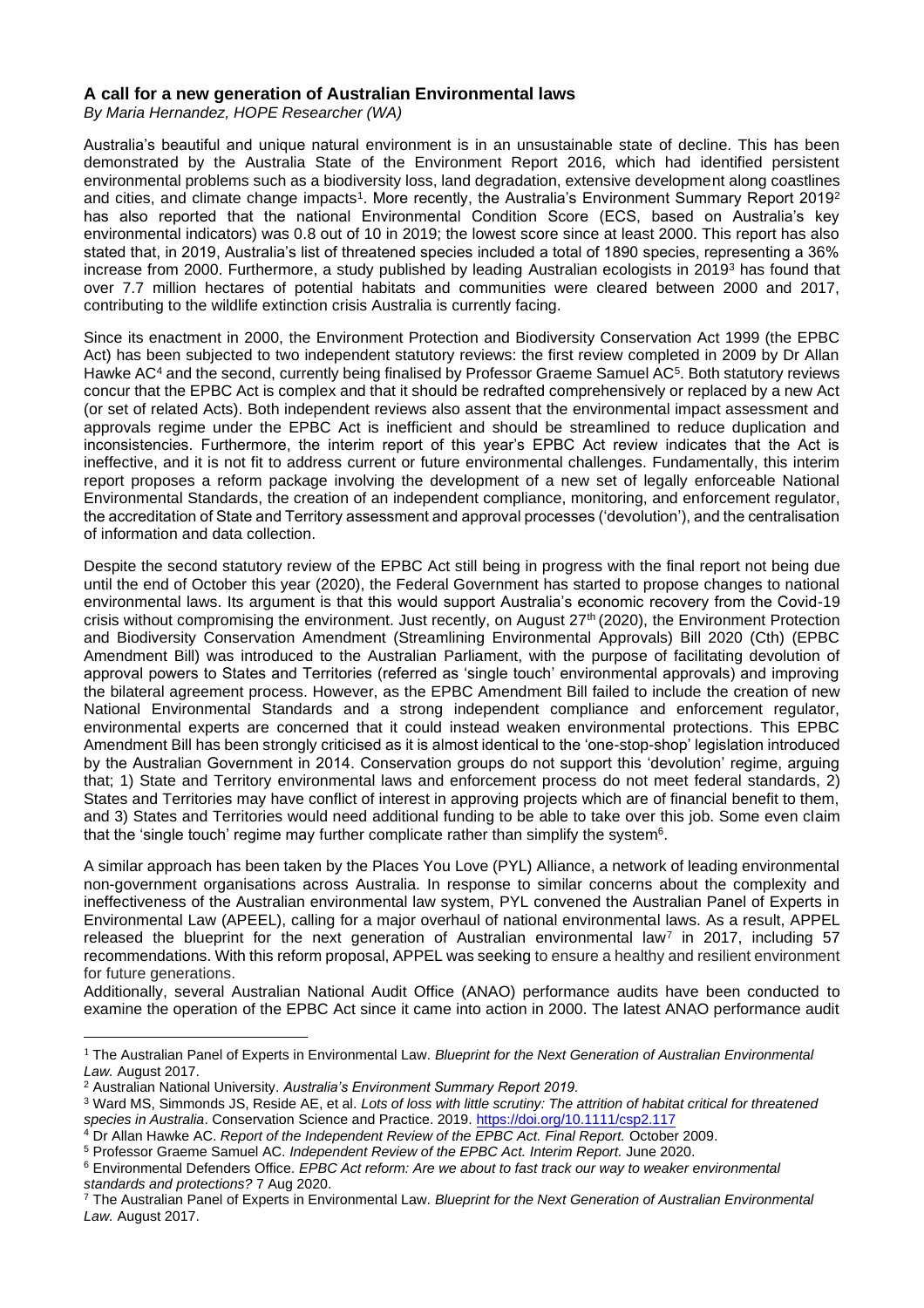**A call for a new generation of Australian Environmental laws**

*By Maria Hernandez, HOPE Researcher (WA)*

Australia's beautiful and unique natural environment is in an unsustainable state of decline. This has been demonstrated by the Australia State of the Environment Report 2016, which had identified persistent environmental problems such as a biodiversity loss, land degradation, extensive development along coastlines and cities, and climate change impacts[1]. More recently, the Australia's Environment Summary Report 2019[2] has also reported that the national Environmental Condition Score (ECS, based on Australia's key environmental indicators) was 0.8 out of 10 in 2019; the lowest score since at least 2000. This report has also stated that, in 2019, Australia's list of threatened species included a total of 1890 species, representing a 36% increase from 2000. Furthermore, a study published by leading Australian ecologists in 2019[3] has found that over 7.7 million hectares of potential habitats and communities were cleared between 2000 and 2017, contributing to the wildlife extinction crisis Australia is currently facing.

Since its enactment in 2000, the Environment Protection and Biodiversity Conservation Act 1999 (the EPBC Act) has been subjected to two independent statutory reviews: the first review completed in 2009 by Dr Allan Hawke AC[4] and the second, currently being finalised by Professor Graeme Samuel AC[5]. Both statutory reviews concur that the EPBC Act is complex and that it should be redrafted comprehensively or replaced by a new Act (or set of related Acts). Both independent reviews also assent that the environmental impact assessment and approvals regime under the EPBC Act is inefficient and should be streamlined to reduce duplication and inconsistencies. Furthermore, the interim report of this year's EPBC Act review indicates that the Act is ineffective, and it is not fit to address current or future environmental challenges. Fundamentally, this interim report proposes a reform package involving the development of a new set of legally enforceable National Environmental Standards, the creation of an independent compliance, monitoring, and enforcement regulator, the accreditation of State and Territory assessment and approval processes ('devolution'), and the centralisation of information and data collection.

Despite the second statutory review of the EPBC Act still being in progress with the final report not being due until the end of October this year (2020), the Federal Government has started to propose changes to national environmental laws. Its argument is that this would support Australia's economic recovery from the Covid-19 crisis without compromising the environment. Just recently, on August 27th (2020), the Environment Protection and Biodiversity Conservation Amendment (Streamlining Environmental Approvals) Bill 2020 (Cth) (EPBC Amendment Bill) was introduced to the Australian Parliament, with the purpose of facilitating devolution of approval powers to States and Territories (referred as 'single touch' environmental approvals) and improving the bilateral agreement process. However, as the EPBC Amendment Bill failed to include the creation of new National Environmental Standards and a strong independent compliance and enforcement regulator, environmental experts are concerned that it could instead weaken environmental protections. This EPBC Amendment Bill has been strongly criticised as it is almost identical to the 'one-stop-shop' legislation introduced by the Australian Government in 2014. Conservation groups do not support this 'devolution' regime, arguing that; 1) State and Territory environmental laws and enforcement process do not meet federal standards, 2) States and Territories may have conflict of interest in approving projects which are of financial benefit to them, and 3) States and Territories would need additional funding to be able to take over this job. Some even claim that the 'single touch' regime may further complicate rather than simplify the system[6].

A similar approach has been taken by the Places You Love (PYL) Alliance, a network of leading environmental non-government organisations across Australia. In response to similar concerns about the complexity and ineffectiveness of the Australian environmental law system, PYL convened the Australian Panel of Experts in Environmental Law (APEEL), calling for a major overhaul of national environmental laws. As a result, APPEL released the blueprint for the next generation of Australian environmental law[7] in 2017, including 57 recommendations. With this reform proposal, APPEL was seeking to ensure a healthy and resilient environment for future generations.

Additionally, several Australian National Audit Office (ANAO) performance audits have been conducted to examine the operation of the EPBC Act since it came into action in 2000. The latest ANAO performance audit

---

[1] The Australian Panel of Experts in Environmental Law. *Blueprint for the Next Generation of Australian Environmental Law.* August 2017.

[2] Australian National University. *Australia's Environment Summary Report 2019.*

[3] Ward MS, Simmonds JS, Reside AE, et al. *Lots of loss with little scrutiny: The attrition of habitat critical for threatened species in Australia*. Conservation Science and Practice. 2019. https://doi.org/10.1111/csp2.117

[4] Dr Allan Hawke AC. *Report of the Independent Review of the EPBC Act. Final Report.* October 2009.

[5] Professor Graeme Samuel AC. *Independent Review of the EPBC Act. Interim Report.* June 2020.

[6] Environmental Defenders Office. *EPBC Act reform: Are we about to fast track our way to weaker environmental standards and protections?* 7 Aug 2020.

[7] The Australian Panel of Experts in Environmental Law. *Blueprint for the Next Generation of Australian Environmental Law.* August 2017.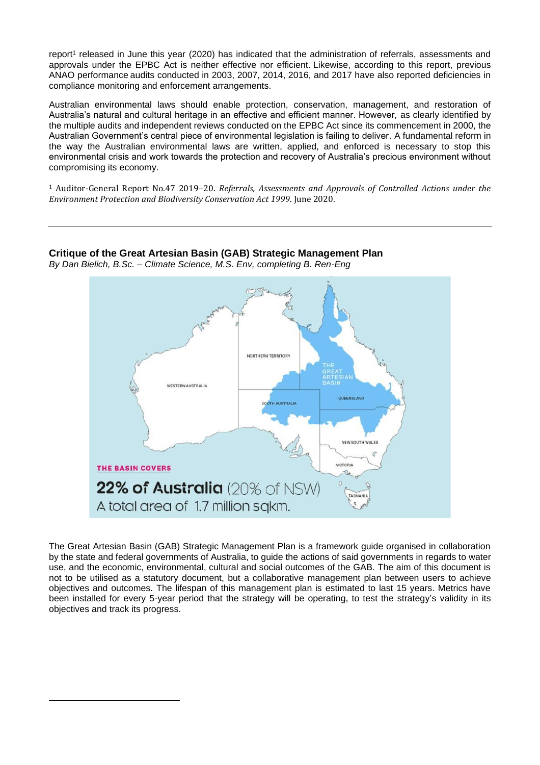report[1] released in June this year (2020) has indicated that the administration of referrals, assessments and approvals under the EPBC Act is neither effective nor efficient. Likewise, according to this report, previous ANAO performance audits conducted in 2003, 2007, 2014, 2016, and 2017 have also reported deficiencies in compliance monitoring and enforcement arrangements.

Australian environmental laws should enable protection, conservation, management, and restoration of Australia's natural and cultural heritage in an effective and efficient manner. However, as clearly identified by the multiple audits and independent reviews conducted on the EPBC Act since its commencement in 2000, the Australian Government's central piece of environmental legislation is failing to deliver. A fundamental reform in the way the Australian environmental laws are written, applied, and enforced is necessary to stop this environmental crisis and work towards the protection and recovery of Australia's precious environment without compromising its economy.

[1] Auditor-General Report No.47 2019–20. *Referrals, Assessments and Approvals of Controlled Actions under the Environment Protection and Biodiversity Conservation Act 1999*. June 2020.

---

## Critique of the Great Artesian Basin (GAB) Strategic Management Plan

*By Dan Bielich, B.Sc. – Climate Science, M.S. Env, completing B. Ren-Eng*

THE BASIN COVERS

**22% of Australia** (20% of NSW)

A total area of 1.7 million sqkm.

The Great Artesian Basin (GAB) Strategic Management Plan is a framework guide organised in collaboration by the state and federal governments of Australia, to guide the actions of said governments in regards to water use, and the economic, environmental, cultural and social outcomes of the GAB. The aim of this document is not to be utilised as a statutory document, but a collaborative management plan between users to achieve objectives and outcomes. The lifespan of this management plan is estimated to last 15 years. Metrics have been installed for every 5-year period that the strategy will be operating, to test the strategy's validity in its objectives and track its progress.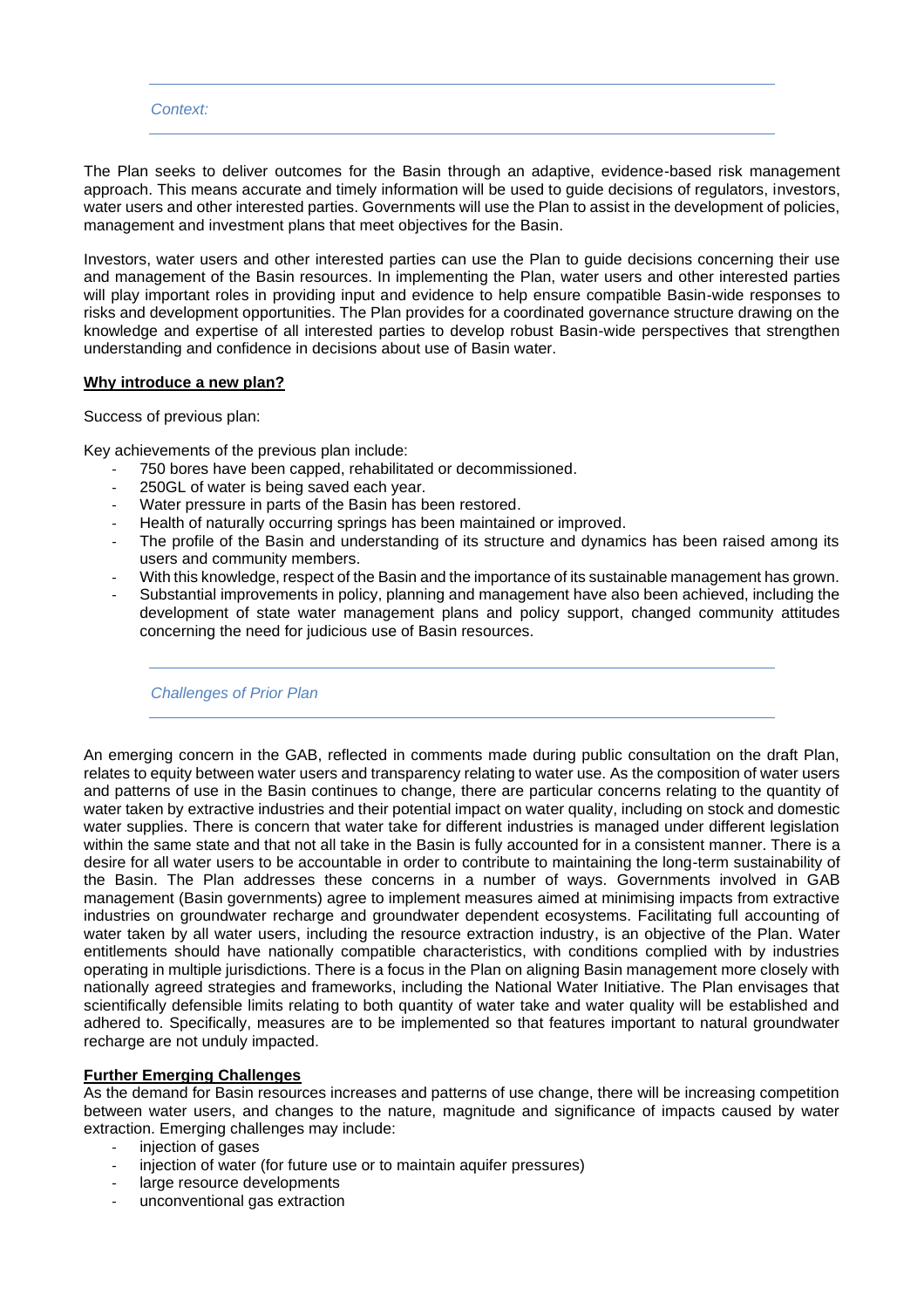*Context:*

The Plan seeks to deliver outcomes for the Basin through an adaptive, evidence-based risk management approach. This means accurate and timely information will be used to guide decisions of regulators, investors, water users and other interested parties. Governments will use the Plan to assist in the development of policies, management and investment plans that meet objectives for the Basin.

Investors, water users and other interested parties can use the Plan to guide decisions concerning their use and management of the Basin resources. In implementing the Plan, water users and other interested parties will play important roles in providing input and evidence to help ensure compatible Basin-wide responses to risks and development opportunities. The Plan provides for a coordinated governance structure drawing on the knowledge and expertise of all interested parties to develop robust Basin-wide perspectives that strengthen understanding and confidence in decisions about use of Basin water.

**Why introduce a new plan?**

Success of previous plan:

Key achievements of the previous plan include:

- 750 bores have been capped, rehabilitated or decommissioned.
- 250GL of water is being saved each year.
- Water pressure in parts of the Basin has been restored.
- Health of naturally occurring springs has been maintained or improved.
- The profile of the Basin and understanding of its structure and dynamics has been raised among its users and community members.
- With this knowledge, respect of the Basin and the importance of its sustainable management has grown.
- Substantial improvements in policy, planning and management have also been achieved, including the development of state water management plans and policy support, changed community attitudes concerning the need for judicious use of Basin resources.

*Challenges of Prior Plan*

An emerging concern in the GAB, reflected in comments made during public consultation on the draft Plan, relates to equity between water users and transparency relating to water use. As the composition of water users and patterns of use in the Basin continues to change, there are particular concerns relating to the quantity of water taken by extractive industries and their potential impact on water quality, including on stock and domestic water supplies. There is concern that water take for different industries is managed under different legislation within the same state and that not all take in the Basin is fully accounted for in a consistent manner. There is a desire for all water users to be accountable in order to contribute to maintaining the long-term sustainability of the Basin. The Plan addresses these concerns in a number of ways. Governments involved in GAB management (Basin governments) agree to implement measures aimed at minimising impacts from extractive industries on groundwater recharge and groundwater dependent ecosystems. Facilitating full accounting of water taken by all water users, including the resource extraction industry, is an objective of the Plan. Water entitlements should have nationally compatible characteristics, with conditions complied with by industries operating in multiple jurisdictions. There is a focus in the Plan on aligning Basin management more closely with nationally agreed strategies and frameworks, including the National Water Initiative. The Plan envisages that scientifically defensible limits relating to both quantity of water take and water quality will be established and adhered to. Specifically, measures are to be implemented so that features important to natural groundwater recharge are not unduly impacted.

**Further Emerging Challenges**

As the demand for Basin resources increases and patterns of use change, there will be increasing competition between water users, and changes to the nature, magnitude and significance of impacts caused by water extraction. Emerging challenges may include:

- injection of gases
- injection of water (for future use or to maintain aquifer pressures)
- large resource developments
- unconventional gas extraction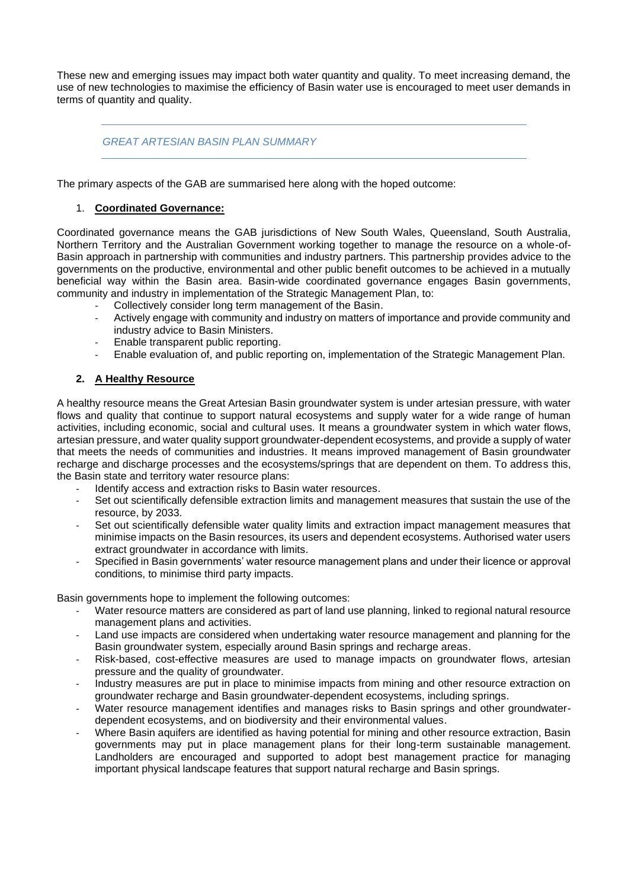These new and emerging issues may impact both water quantity and quality. To meet increasing demand, the use of new technologies to maximise the efficiency of Basin water use is encouraged to meet user demands in terms of quantity and quality.

## *GREAT ARTESIAN BASIN PLAN SUMMARY*

The primary aspects of the GAB are summarised here along with the hoped outcome:

### 1. **Coordinated Governance:**

Coordinated governance means the GAB jurisdictions of New South Wales, Queensland, South Australia, Northern Territory and the Australian Government working together to manage the resource on a whole-of-Basin approach in partnership with communities and industry partners. This partnership provides advice to the governments on the productive, environmental and other public benefit outcomes to be achieved in a mutually beneficial way within the Basin area. Basin-wide coordinated governance engages Basin governments, community and industry in implementation of the Strategic Management Plan, to:

- Collectively consider long term management of the Basin.
- Actively engage with community and industry on matters of importance and provide community and industry advice to Basin Ministers.
- Enable transparent public reporting.
- Enable evaluation of, and public reporting on, implementation of the Strategic Management Plan.

### 2. **A Healthy Resource**

A healthy resource means the Great Artesian Basin groundwater system is under artesian pressure, with water flows and quality that continue to support natural ecosystems and supply water for a wide range of human activities, including economic, social and cultural uses. It means a groundwater system in which water flows, artesian pressure, and water quality support groundwater-dependent ecosystems, and provide a supply of water that meets the needs of communities and industries. It means improved management of Basin groundwater recharge and discharge processes and the ecosystems/springs that are dependent on them. To address this, the Basin state and territory water resource plans:

- Identify access and extraction risks to Basin water resources.
- Set out scientifically defensible extraction limits and management measures that sustain the use of the resource, by 2033.
- Set out scientifically defensible water quality limits and extraction impact management measures that minimise impacts on the Basin resources, its users and dependent ecosystems. Authorised water users extract groundwater in accordance with limits.
- Specified in Basin governments' water resource management plans and under their licence or approval conditions, to minimise third party impacts.

Basin governments hope to implement the following outcomes:

- Water resource matters are considered as part of land use planning, linked to regional natural resource management plans and activities.
- Land use impacts are considered when undertaking water resource management and planning for the Basin groundwater system, especially around Basin springs and recharge areas.
- Risk-based, cost-effective measures are used to manage impacts on groundwater flows, artesian pressure and the quality of groundwater.
- Industry measures are put in place to minimise impacts from mining and other resource extraction on groundwater recharge and Basin groundwater-dependent ecosystems, including springs.
- Water resource management identifies and manages risks to Basin springs and other groundwater-dependent ecosystems, and on biodiversity and their environmental values.
- Where Basin aquifers are identified as having potential for mining and other resource extraction, Basin governments may put in place management plans for their long-term sustainable management. Landholders are encouraged and supported to adopt best management practice for managing important physical landscape features that support natural recharge and Basin springs.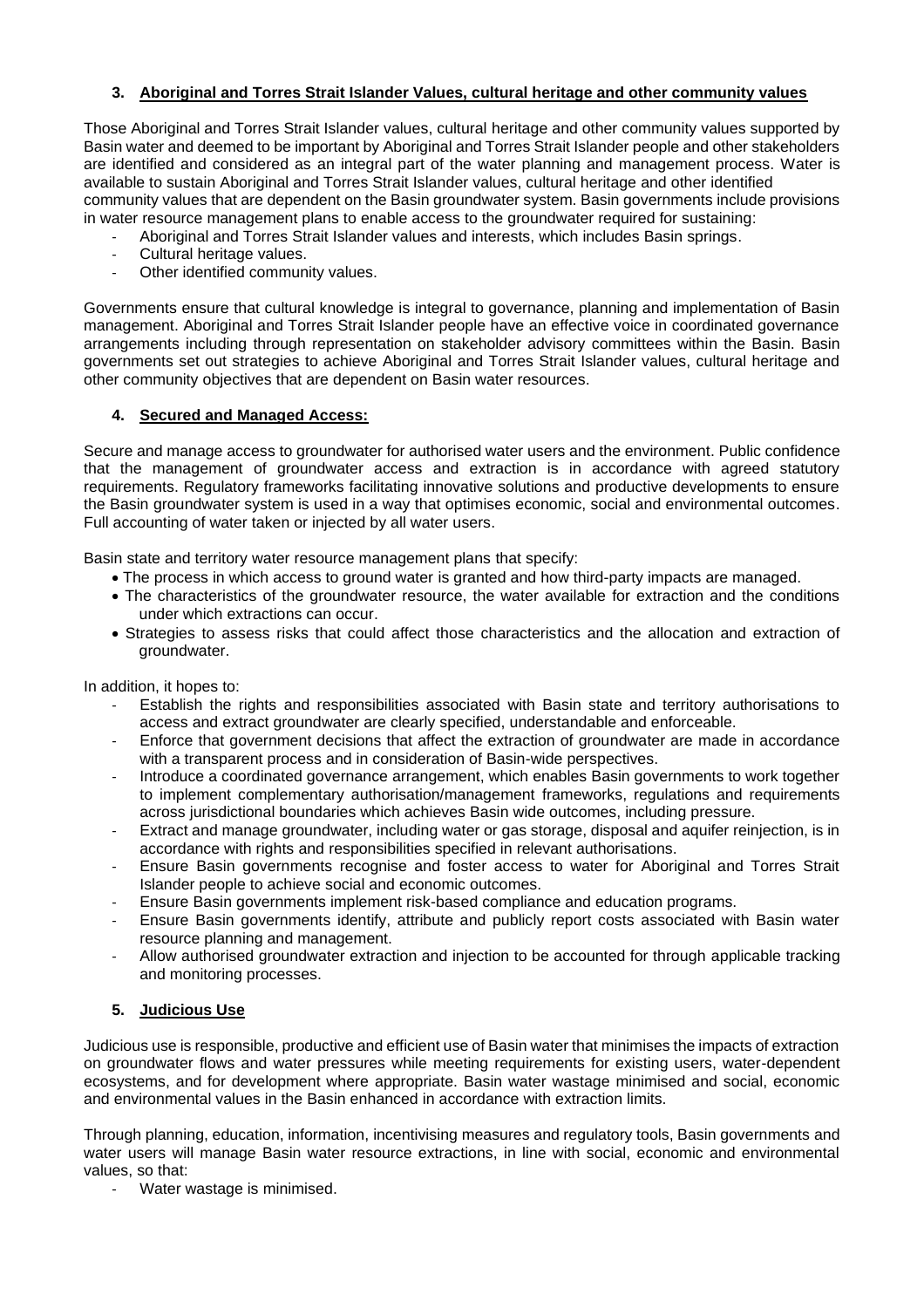### 3. Aboriginal and Torres Strait Islander Values, cultural heritage and other community values

Those Aboriginal and Torres Strait Islander values, cultural heritage and other community values supported by Basin water and deemed to be important by Aboriginal and Torres Strait Islander people and other stakeholders are identified and considered as an integral part of the water planning and management process. Water is available to sustain Aboriginal and Torres Strait Islander values, cultural heritage and other identified community values that are dependent on the Basin groundwater system. Basin governments include provisions in water resource management plans to enable access to the groundwater required for sustaining:

- Aboriginal and Torres Strait Islander values and interests, which includes Basin springs.
- Cultural heritage values.
- Other identified community values.

Governments ensure that cultural knowledge is integral to governance, planning and implementation of Basin management. Aboriginal and Torres Strait Islander people have an effective voice in coordinated governance arrangements including through representation on stakeholder advisory committees within the Basin. Basin governments set out strategies to achieve Aboriginal and Torres Strait Islander values, cultural heritage and other community objectives that are dependent on Basin water resources.

### 4. Secured and Managed Access:

Secure and manage access to groundwater for authorised water users and the environment. Public confidence that the management of groundwater access and extraction is in accordance with agreed statutory requirements. Regulatory frameworks facilitating innovative solutions and productive developments to ensure the Basin groundwater system is used in a way that optimises economic, social and environmental outcomes. Full accounting of water taken or injected by all water users.

Basin state and territory water resource management plans that specify:

- The process in which access to ground water is granted and how third-party impacts are managed.
- The characteristics of the groundwater resource, the water available for extraction and the conditions under which extractions can occur.
- Strategies to assess risks that could affect those characteristics and the allocation and extraction of groundwater.

In addition, it hopes to:

- Establish the rights and responsibilities associated with Basin state and territory authorisations to access and extract groundwater are clearly specified, understandable and enforceable.
- Enforce that government decisions that affect the extraction of groundwater are made in accordance with a transparent process and in consideration of Basin-wide perspectives.
- Introduce a coordinated governance arrangement, which enables Basin governments to work together to implement complementary authorisation/management frameworks, regulations and requirements across jurisdictional boundaries which achieves Basin wide outcomes, including pressure.
- Extract and manage groundwater, including water or gas storage, disposal and aquifer reinjection, is in accordance with rights and responsibilities specified in relevant authorisations.
- Ensure Basin governments recognise and foster access to water for Aboriginal and Torres Strait Islander people to achieve social and economic outcomes.
- Ensure Basin governments implement risk-based compliance and education programs.
- Ensure Basin governments identify, attribute and publicly report costs associated with Basin water resource planning and management.
- Allow authorised groundwater extraction and injection to be accounted for through applicable tracking and monitoring processes.

### 5. Judicious Use

Judicious use is responsible, productive and efficient use of Basin water that minimises the impacts of extraction on groundwater flows and water pressures while meeting requirements for existing users, water-dependent ecosystems, and for development where appropriate. Basin water wastage minimised and social, economic and environmental values in the Basin enhanced in accordance with extraction limits.

Through planning, education, information, incentivising measures and regulatory tools, Basin governments and water users will manage Basin water resource extractions, in line with social, economic and environmental values, so that:

- Water wastage is minimised.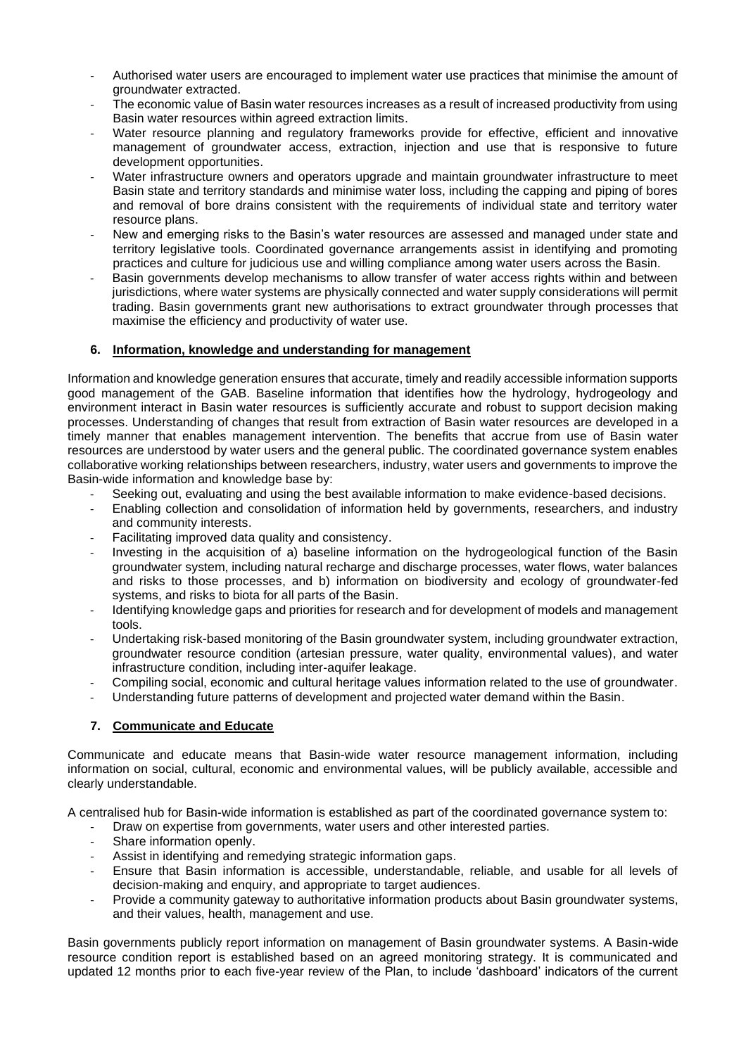- Authorised water users are encouraged to implement water use practices that minimise the amount of groundwater extracted.
- The economic value of Basin water resources increases as a result of increased productivity from using Basin water resources within agreed extraction limits.
- Water resource planning and regulatory frameworks provide for effective, efficient and innovative management of groundwater access, extraction, injection and use that is responsive to future development opportunities.
- Water infrastructure owners and operators upgrade and maintain groundwater infrastructure to meet Basin state and territory standards and minimise water loss, including the capping and piping of bores and removal of bore drains consistent with the requirements of individual state and territory water resource plans.
- New and emerging risks to the Basin's water resources are assessed and managed under state and territory legislative tools. Coordinated governance arrangements assist in identifying and promoting practices and culture for judicious use and willing compliance among water users across the Basin.
- Basin governments develop mechanisms to allow transfer of water access rights within and between jurisdictions, where water systems are physically connected and water supply considerations will permit trading. Basin governments grant new authorisations to extract groundwater through processes that maximise the efficiency and productivity of water use.

## 6. Information, knowledge and understanding for management

Information and knowledge generation ensures that accurate, timely and readily accessible information supports good management of the GAB. Baseline information that identifies how the hydrology, hydrogeology and environment interact in Basin water resources is sufficiently accurate and robust to support decision making processes. Understanding of changes that result from extraction of Basin water resources are developed in a timely manner that enables management intervention. The benefits that accrue from use of Basin water resources are understood by water users and the general public. The coordinated governance system enables collaborative working relationships between researchers, industry, water users and governments to improve the Basin-wide information and knowledge base by:

- Seeking out, evaluating and using the best available information to make evidence-based decisions.
- Enabling collection and consolidation of information held by governments, researchers, and industry and community interests.
- Facilitating improved data quality and consistency.
- Investing in the acquisition of a) baseline information on the hydrogeological function of the Basin groundwater system, including natural recharge and discharge processes, water flows, water balances and risks to those processes, and b) information on biodiversity and ecology of groundwater-fed systems, and risks to biota for all parts of the Basin.
- Identifying knowledge gaps and priorities for research and for development of models and management tools.
- Undertaking risk-based monitoring of the Basin groundwater system, including groundwater extraction, groundwater resource condition (artesian pressure, water quality, environmental values), and water infrastructure condition, including inter-aquifer leakage.
- Compiling social, economic and cultural heritage values information related to the use of groundwater.
- Understanding future patterns of development and projected water demand within the Basin.

## 7. Communicate and Educate

Communicate and educate means that Basin-wide water resource management information, including information on social, cultural, economic and environmental values, will be publicly available, accessible and clearly understandable.

A centralised hub for Basin-wide information is established as part of the coordinated governance system to:

- Draw on expertise from governments, water users and other interested parties.
- Share information openly.
- Assist in identifying and remedying strategic information gaps.
- Ensure that Basin information is accessible, understandable, reliable, and usable for all levels of decision-making and enquiry, and appropriate to target audiences.
- Provide a community gateway to authoritative information products about Basin groundwater systems, and their values, health, management and use.

Basin governments publicly report information on management of Basin groundwater systems. A Basin-wide resource condition report is established based on an agreed monitoring strategy. It is communicated and updated 12 months prior to each five-year review of the Plan, to include 'dashboard' indicators of the current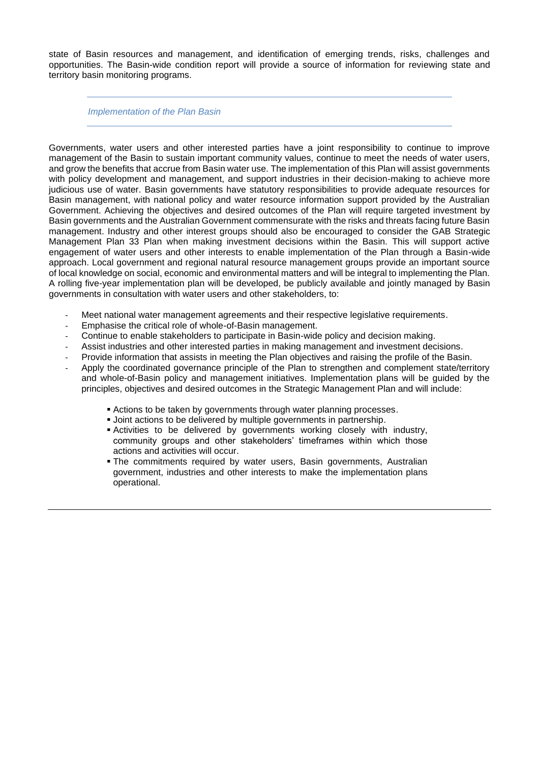state of Basin resources and management, and identification of emerging trends, risks, challenges and opportunities. The Basin-wide condition report will provide a source of information for reviewing state and territory basin monitoring programs.

### *Implementation of the Plan Basin*

Governments, water users and other interested parties have a joint responsibility to continue to improve management of the Basin to sustain important community values, continue to meet the needs of water users, and grow the benefits that accrue from Basin water use. The implementation of this Plan will assist governments with policy development and management, and support industries in their decision-making to achieve more judicious use of water. Basin governments have statutory responsibilities to provide adequate resources for Basin management, with national policy and water resource information support provided by the Australian Government. Achieving the objectives and desired outcomes of the Plan will require targeted investment by Basin governments and the Australian Government commensurate with the risks and threats facing future Basin management. Industry and other interest groups should also be encouraged to consider the GAB Strategic Management Plan 33 Plan when making investment decisions within the Basin. This will support active engagement of water users and other interests to enable implementation of the Plan through a Basin-wide approach. Local government and regional natural resource management groups provide an important source of local knowledge on social, economic and environmental matters and will be integral to implementing the Plan. A rolling five-year implementation plan will be developed, be publicly available and jointly managed by Basin governments in consultation with water users and other stakeholders, to:

- Meet national water management agreements and their respective legislative requirements.
- Emphasise the critical role of whole-of-Basin management.
- Continue to enable stakeholders to participate in Basin-wide policy and decision making.
- Assist industries and other interested parties in making management and investment decisions.
- Provide information that assists in meeting the Plan objectives and raising the profile of the Basin.
- Apply the coordinated governance principle of the Plan to strengthen and complement state/territory and whole-of-Basin policy and management initiatives. Implementation plans will be guided by the principles, objectives and desired outcomes in the Strategic Management Plan and will include:
    - Actions to be taken by governments through water planning processes.
    - Joint actions to be delivered by multiple governments in partnership.
    - Activities to be delivered by governments working closely with industry, community groups and other stakeholders' timeframes within which those actions and activities will occur.
    - The commitments required by water users, Basin governments, Australian government, industries and other interests to make the implementation plans operational.